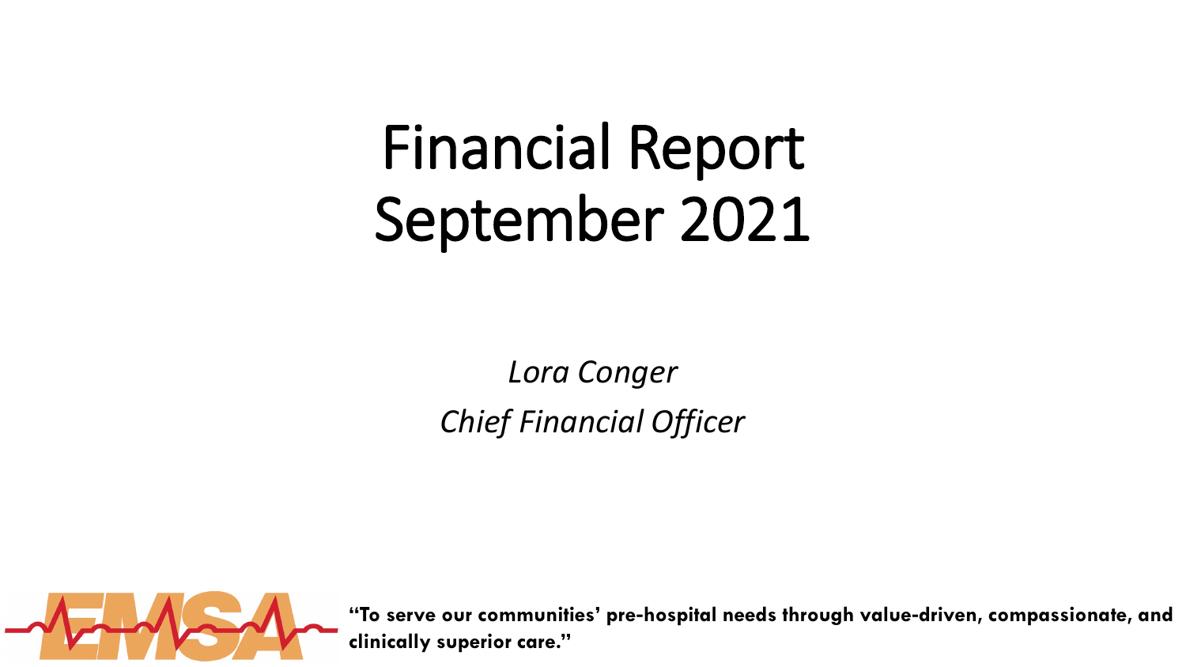# Financial Report
# September 2021

*Lora Conger*

*Chief Financial Officer*

EMSA

**"To serve our communities' pre-hospital needs through value-driven, compassionate, and clinically superior care."**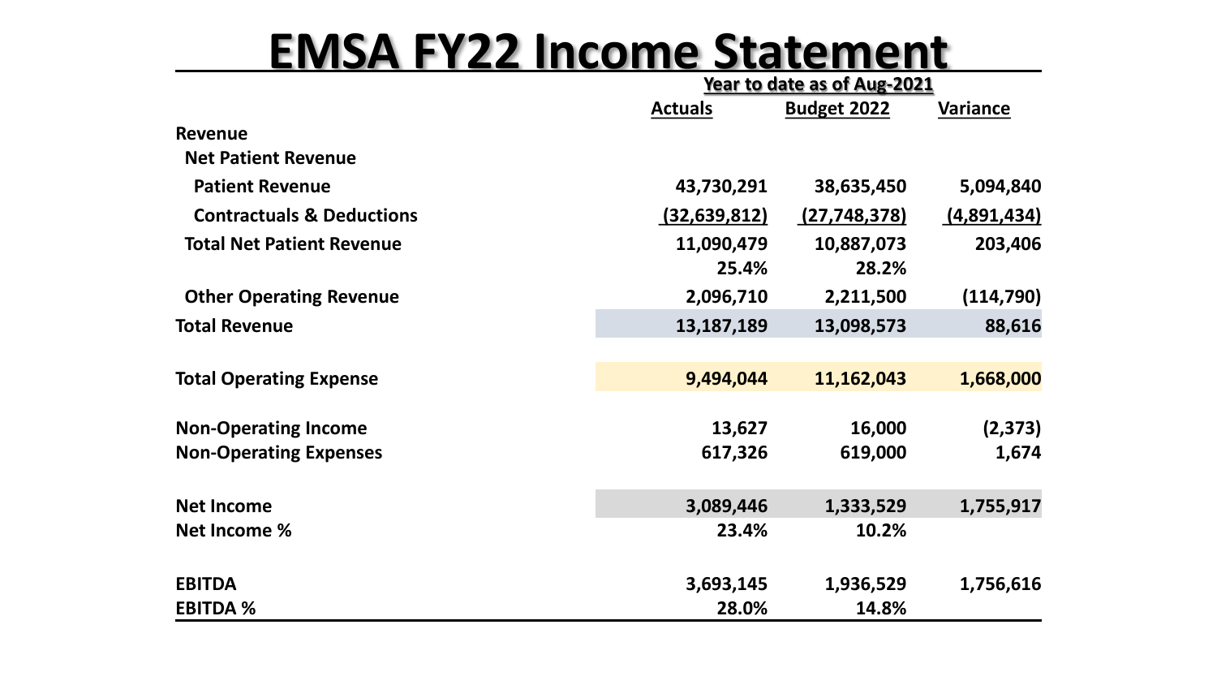# EMSA FY22 Income Statement

| | Year to date as of Aug-2021 | | |
|---|---|---|---|
| | **Actuals** | **Budget 2022** | **Variance** |
| **Revenue** | | | |
| **Net Patient Revenue** | | | |
| **Patient Revenue** | 43,730,291 | 38,635,450 | 5,094,840 |
| **Contractuals & Deductions** | (32,639,812) | (27,748,378) | (4,891,434) |
| **Total Net Patient Revenue** | 11,090,479 | 10,887,073 | 203,406 |
| | 25.4% | 28.2% | |
| **Other Operating Revenue** | 2,096,710 | 2,211,500 | (114,790) |
| **Total Revenue** | 13,187,189 | 13,098,573 | 88,616 |
| **Total Operating Expense** | 9,494,044 | 11,162,043 | 1,668,000 |
| **Non-Operating Income** | 13,627 | 16,000 | (2,373) |
| **Non-Operating Expenses** | 617,326 | 619,000 | 1,674 |
| **Net Income** | 3,089,446 | 1,333,529 | 1,755,917 |
| **Net Income %** | 23.4% | 10.2% | |
| **EBITDA** | 3,693,145 | 1,936,529 | 1,756,616 |
| **EBITDA %** | 28.0% | 14.8% | |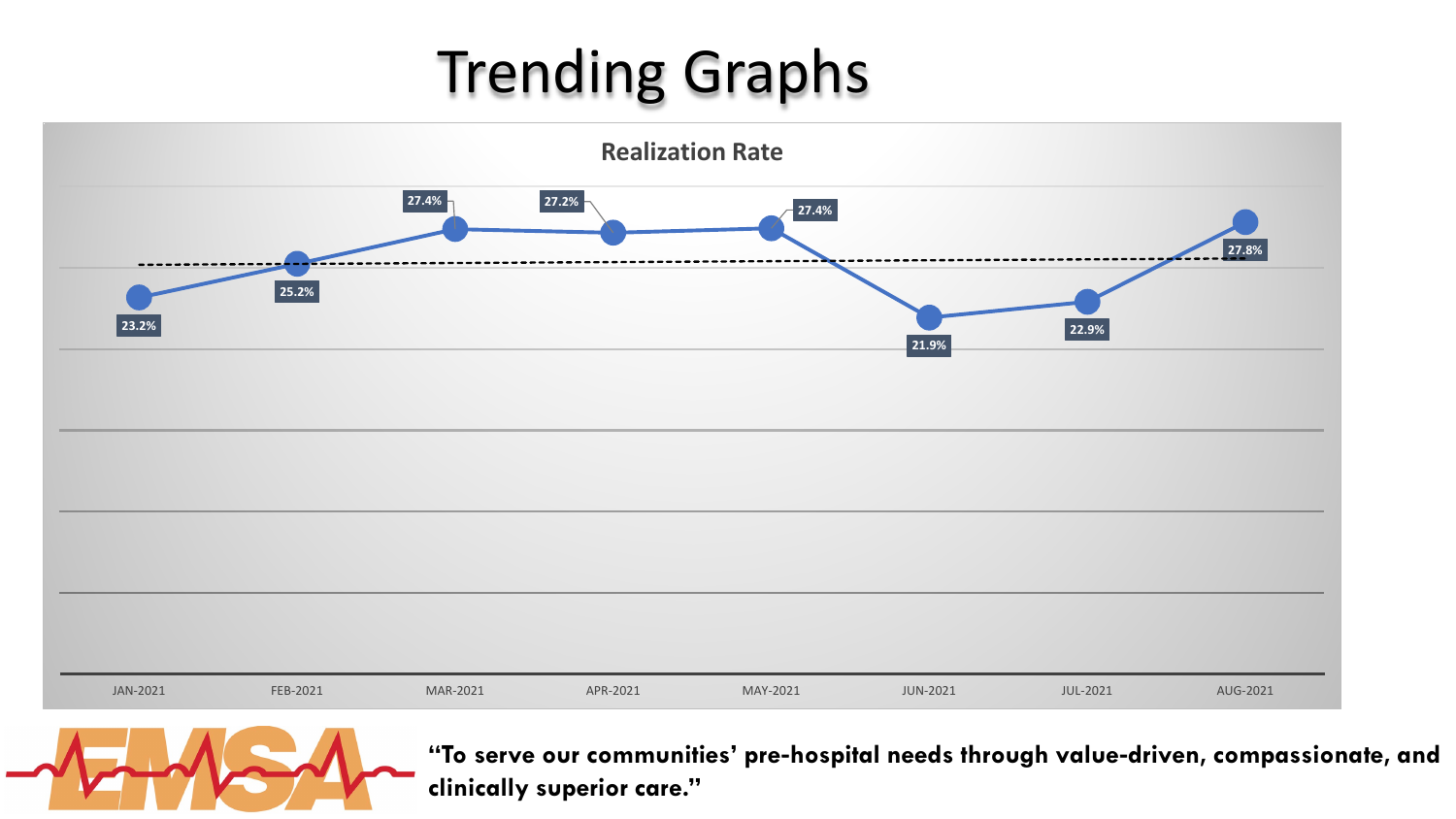# Trending Graphs

**Realization Rate**

| Month | Realization Rate |
| --- | --- |
| JAN-2021 | 23.2% |
| FEB-2021 | 25.2% |
| MAR-2021 | 27.4% |
| APR-2021 | 27.2% |
| MAY-2021 | 27.4% |
| JUN-2021 | 21.9% |
| JUL-2021 | 22.9% |
| AUG-2021 | 27.8% |

EMSA

**"To serve our communities' pre-hospital needs through value-driven, compassionate, and clinically superior care."**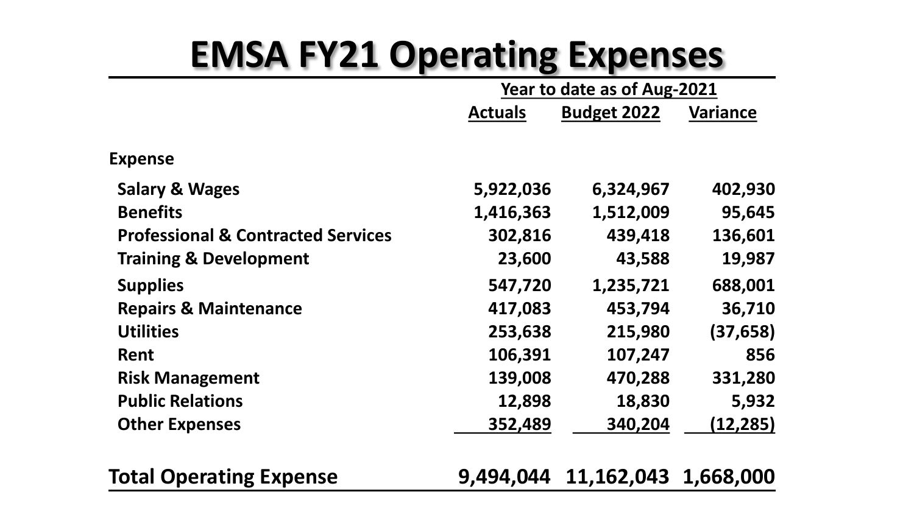# EMSA FY21 Operating Expenses

| | Year to date as of Aug-2021 | | |
|---|---|---|---|
| | **Actuals** | **Budget 2022** | **Variance** |
| **Expense** | | | |
| Salary & Wages | 5,922,036 | 6,324,967 | 402,930 |
| Benefits | 1,416,363 | 1,512,009 | 95,645 |
| Professional & Contracted Services | 302,816 | 439,418 | 136,601 |
| Training & Development | 23,600 | 43,588 | 19,987 |
| Supplies | 547,720 | 1,235,721 | 688,001 |
| Repairs & Maintenance | 417,083 | 453,794 | 36,710 |
| Utilities | 253,638 | 215,980 | (37,658) |
| Rent | 106,391 | 107,247 | 856 |
| Risk Management | 139,008 | 470,288 | 331,280 |
| Public Relations | 12,898 | 18,830 | 5,932 |
| Other Expenses | 352,489 | 340,204 | (12,285) |
| **Total Operating Expense** | **9,494,044** | **11,162,043** | **1,668,000** |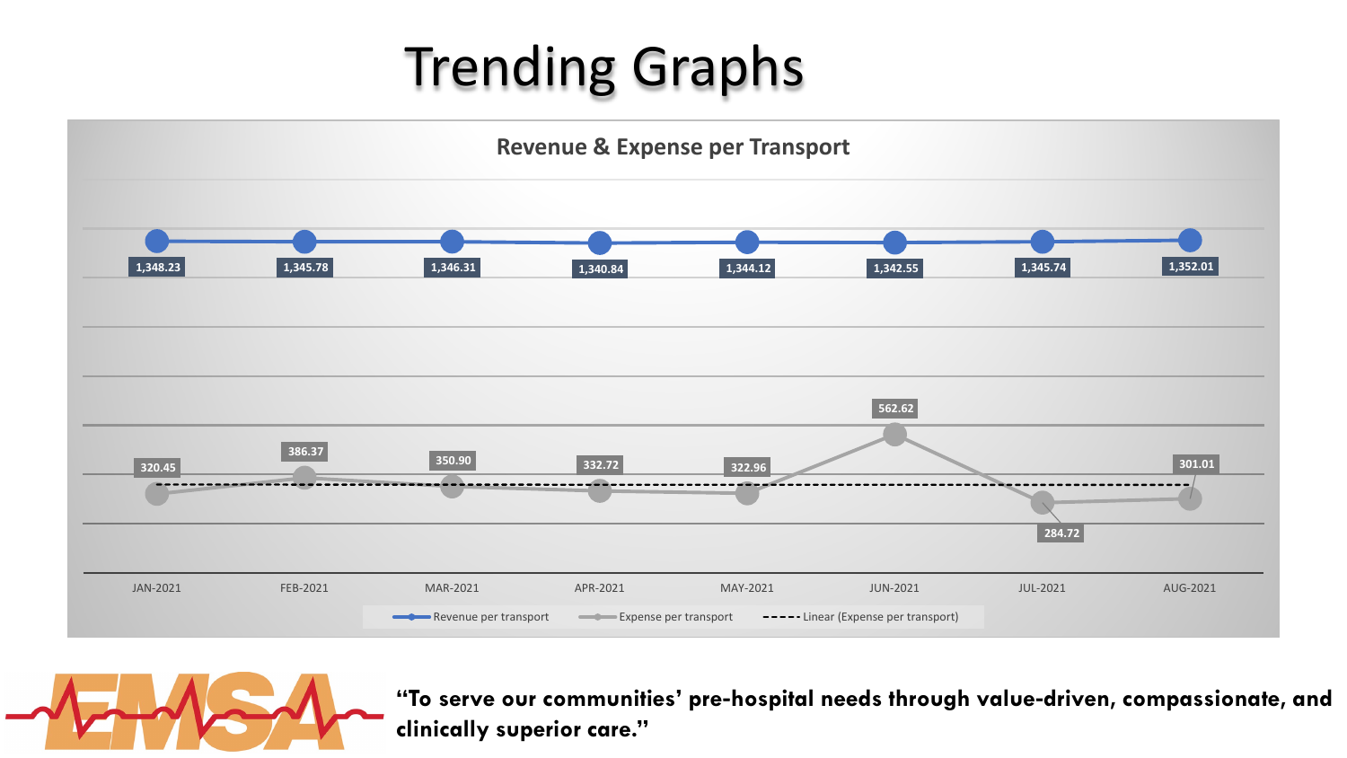# Trending Graphs

Revenue & Expense per Transport

1,348.23
1,345.78
1,346.31
1,340.84
1,344.12
1,342.55
1,345.74
1,352.01

320.45
386.37
350.90
332.72
322.96
562.62
284.72
301.01

JAN-2021
FEB-2021
MAR-2021
APR-2021
MAY-2021
JUN-2021
JUL-2021
AUG-2021

Revenue per transport
Expense per transport
Linear (Expense per transport)

EMSA

**"To serve our communities' pre-hospital needs through value-driven, compassionate, and clinically superior care."**